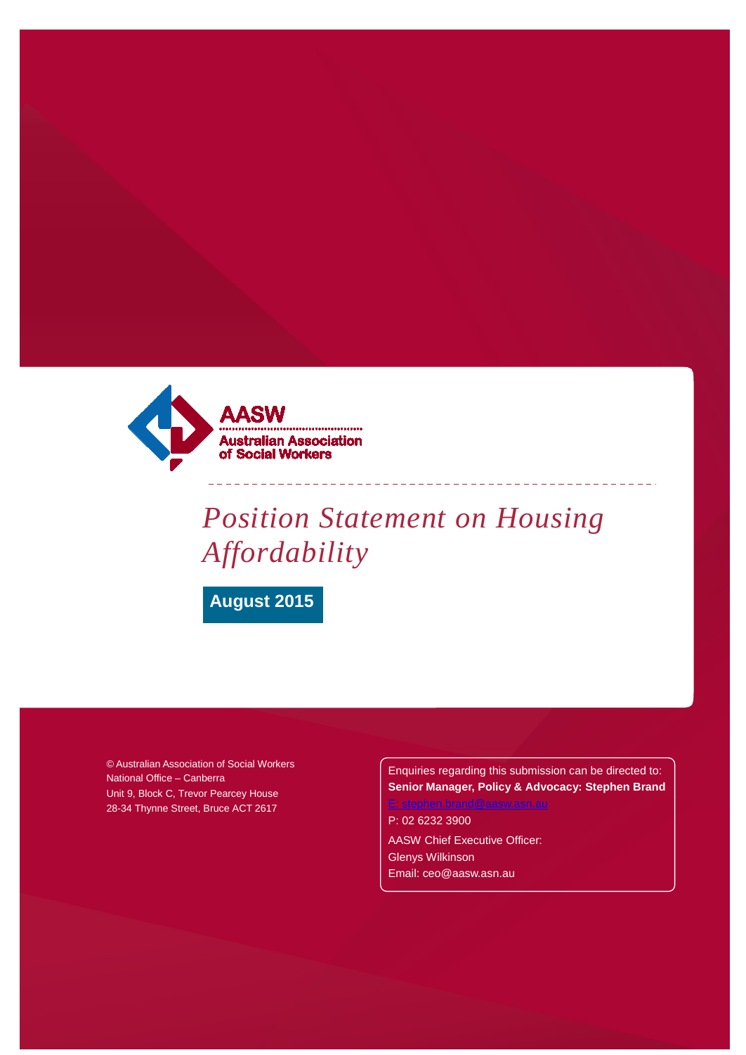AASW
Australian Association of Social Workers

# *Position Statement on Housing Affordability*

**August 2015**

© Australian Association of Social Workers
National Office – Canberra
Unit 9, Block C, Trevor Pearcey House
28-34 Thynne Street, Bruce ACT 2617

Enquiries regarding this submission can be directed to:
**Senior Manager, Policy & Advocacy: Stephen Brand**
E: stephen.brand@aasw.asn.au
P: 02 6232 3900
AASW Chief Executive Officer:
Glenys Wilkinson
Email: ceo@aasw.asn.au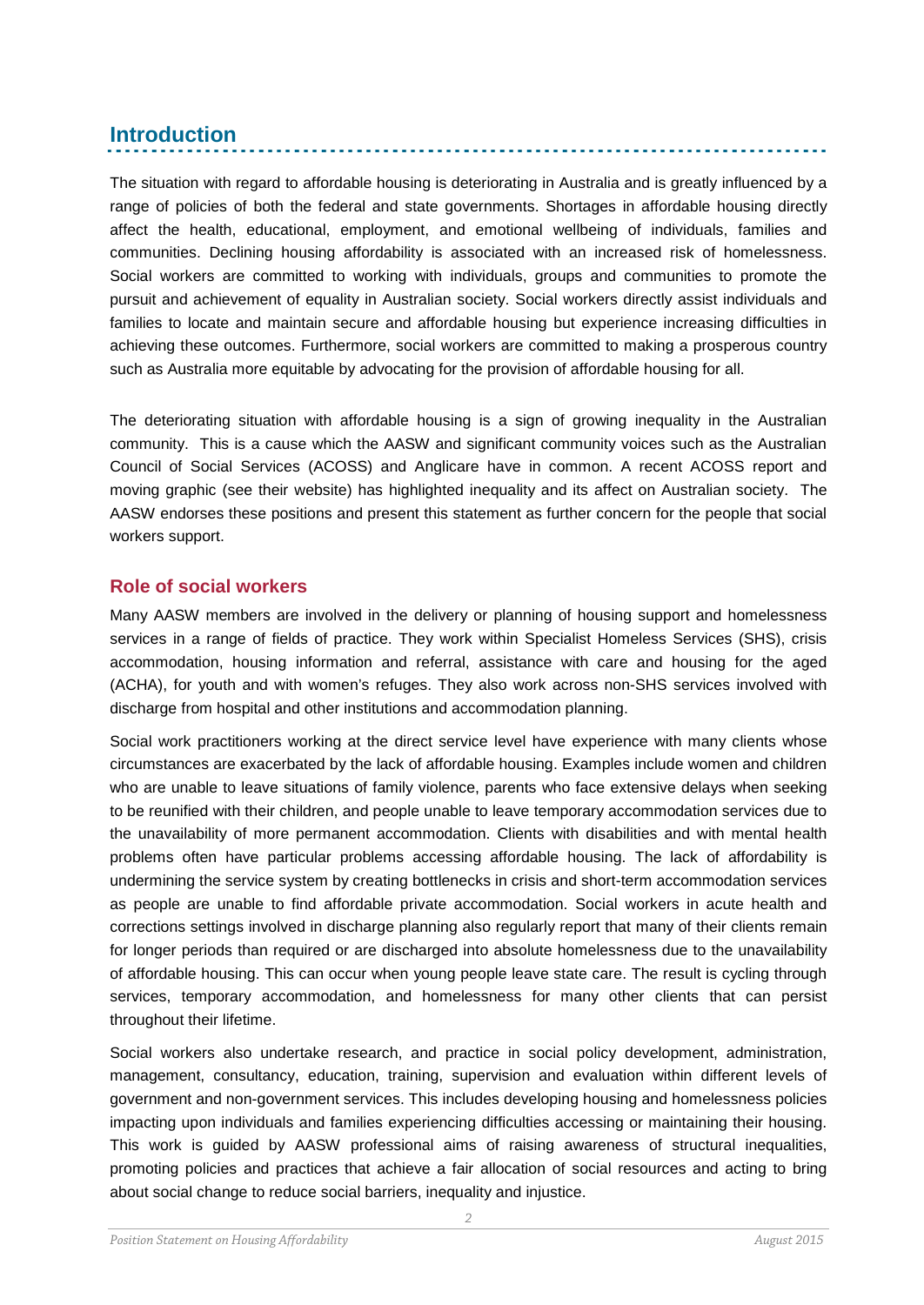## Introduction

The situation with regard to affordable housing is deteriorating in Australia and is greatly influenced by a range of policies of both the federal and state governments. Shortages in affordable housing directly affect the health, educational, employment, and emotional wellbeing of individuals, families and communities. Declining housing affordability is associated with an increased risk of homelessness. Social workers are committed to working with individuals, groups and communities to promote the pursuit and achievement of equality in Australian society. Social workers directly assist individuals and families to locate and maintain secure and affordable housing but experience increasing difficulties in achieving these outcomes. Furthermore, social workers are committed to making a prosperous country such as Australia more equitable by advocating for the provision of affordable housing for all.

The deteriorating situation with affordable housing is a sign of growing inequality in the Australian community. This is a cause which the AASW and significant community voices such as the Australian Council of Social Services (ACOSS) and Anglicare have in common. A recent ACOSS report and moving graphic (see their website) has highlighted inequality and its affect on Australian society. The AASW endorses these positions and present this statement as further concern for the people that social workers support.

### Role of social workers

Many AASW members are involved in the delivery or planning of housing support and homelessness services in a range of fields of practice. They work within Specialist Homeless Services (SHS), crisis accommodation, housing information and referral, assistance with care and housing for the aged (ACHA), for youth and with women's refuges. They also work across non-SHS services involved with discharge from hospital and other institutions and accommodation planning.

Social work practitioners working at the direct service level have experience with many clients whose circumstances are exacerbated by the lack of affordable housing. Examples include women and children who are unable to leave situations of family violence, parents who face extensive delays when seeking to be reunified with their children, and people unable to leave temporary accommodation services due to the unavailability of more permanent accommodation. Clients with disabilities and with mental health problems often have particular problems accessing affordable housing. The lack of affordability is undermining the service system by creating bottlenecks in crisis and short-term accommodation services as people are unable to find affordable private accommodation. Social workers in acute health and corrections settings involved in discharge planning also regularly report that many of their clients remain for longer periods than required or are discharged into absolute homelessness due to the unavailability of affordable housing. This can occur when young people leave state care. The result is cycling through services, temporary accommodation, and homelessness for many other clients that can persist throughout their lifetime.

Social workers also undertake research, and practice in social policy development, administration, management, consultancy, education, training, supervision and evaluation within different levels of government and non-government services. This includes developing housing and homelessness policies impacting upon individuals and families experiencing difficulties accessing or maintaining their housing. This work is guided by AASW professional aims of raising awareness of structural inequalities, promoting policies and practices that achieve a fair allocation of social resources and acting to bring about social change to reduce social barriers, inequality and injustice.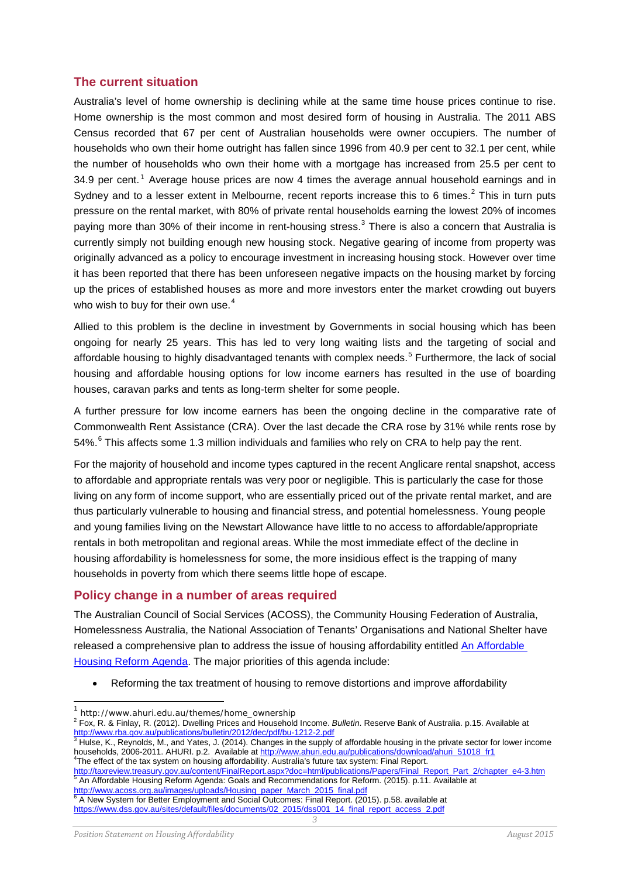## The current situation

Australia's level of home ownership is declining while at the same time house prices continue to rise. Home ownership is the most common and most desired form of housing in Australia. The 2011 ABS Census recorded that 67 per cent of Australian households were owner occupiers. The number of households who own their home outright has fallen since 1996 from 40.9 per cent to 32.1 per cent, while the number of households who own their home with a mortgage has increased from 25.5 per cent to 34.9 per cent.[1] Average house prices are now 4 times the average annual household earnings and in Sydney and to a lesser extent in Melbourne, recent reports increase this to 6 times.[2] This in turn puts pressure on the rental market, with 80% of private rental households earning the lowest 20% of incomes paying more than 30% of their income in rent-housing stress.[3] There is also a concern that Australia is currently simply not building enough new housing stock. Negative gearing of income from property was originally advanced as a policy to encourage investment in increasing housing stock. However over time it has been reported that there has been unforeseen negative impacts on the housing market by forcing up the prices of established houses as more and more investors enter the market crowding out buyers who wish to buy for their own use.[4]

Allied to this problem is the decline in investment by Governments in social housing which has been ongoing for nearly 25 years. This has led to very long waiting lists and the targeting of social and affordable housing to highly disadvantaged tenants with complex needs.[5] Furthermore, the lack of social housing and affordable housing options for low income earners has resulted in the use of boarding houses, caravan parks and tents as long-term shelter for some people.

A further pressure for low income earners has been the ongoing decline in the comparative rate of Commonwealth Rent Assistance (CRA). Over the last decade the CRA rose by 31% while rents rose by 54%.[6] This affects some 1.3 million individuals and families who rely on CRA to help pay the rent.

For the majority of household and income types captured in the recent Anglicare rental snapshot, access to affordable and appropriate rentals was very poor or negligible. This is particularly the case for those living on any form of income support, who are essentially priced out of the private rental market, and are thus particularly vulnerable to housing and financial stress, and potential homelessness. Young people and young families living on the Newstart Allowance have little to no access to affordable/appropriate rentals in both metropolitan and regional areas. While the most immediate effect of the decline in housing affordability is homelessness for some, the more insidious effect is the trapping of many households in poverty from which there seems little hope of escape.

## Policy change in a number of areas required

The Australian Council of Social Services (ACOSS), the Community Housing Federation of Australia, Homelessness Australia, the National Association of Tenants' Organisations and National Shelter have released a comprehensive plan to address the issue of housing affordability entitled [An Affordable Housing Reform Agenda](http://www.acoss.org.au/images/uploads/Housing_paper_March_2015_final.pdf). The major priorities of this agenda include:

- Reforming the tax treatment of housing to remove distortions and improve affordability

---

[1] http://www.ahuri.edu.au/themes/home_ownership

[2] Fox, R. & Finlay, R. (2012). Dwelling Prices and Household Income. *Bulletin*. Reserve Bank of Australia. p.15. Available at http://www.rba.gov.au/publications/bulletin/2012/dec/pdf/bu-1212-2.pdf

[3] Hulse, K., Reynolds, M., and Yates, J. (2014). Changes in the supply of affordable housing in the private sector for lower income households, 2006-2011. AHURI. p.2. Available at http://www.ahuri.edu.au/publications/download/ahuri_51018_fr1

[4] The effect of the tax system on housing affordability. Australia's future tax system: Final Report. http://taxreview.treasury.gov.au/content/FinalReport.aspx?doc=html/publications/Papers/Final_Report_Part_2/chapter_e4-3.htm

[5] An Affordable Housing Reform Agenda: Goals and Recommendations for Reform. (2015). p.11. Available at http://www.acoss.org.au/images/uploads/Housing_paper_March_2015_final.pdf

[6] A New System for Better Employment and Social Outcomes: Final Report. (2015). p.58. available at https://www.dss.gov.au/sites/default/files/documents/02_2015/dss001_14_final_report_access_2.pdf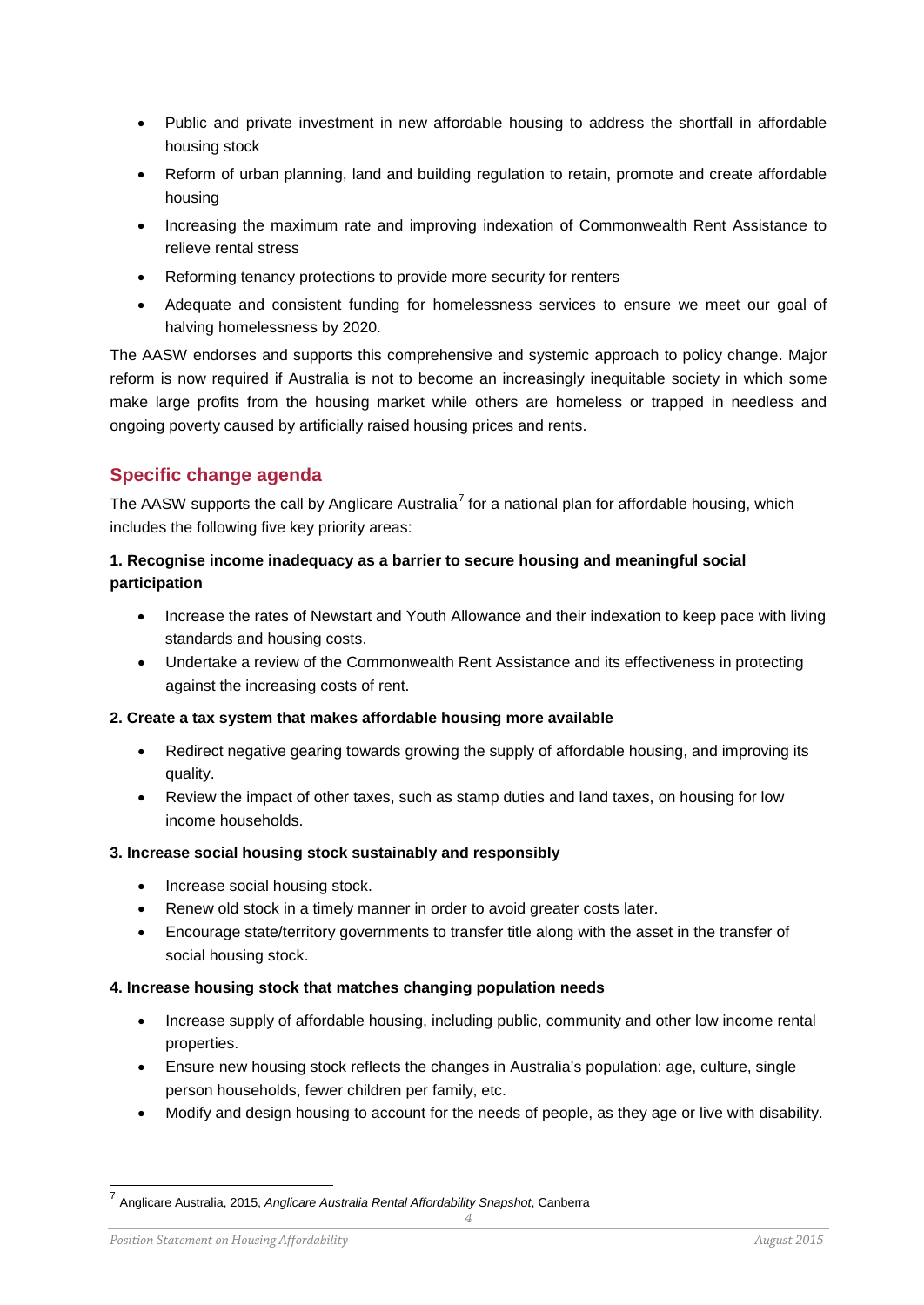- Public and private investment in new affordable housing to address the shortfall in affordable housing stock
- Reform of urban planning, land and building regulation to retain, promote and create affordable housing
- Increasing the maximum rate and improving indexation of Commonwealth Rent Assistance to relieve rental stress
- Reforming tenancy protections to provide more security for renters
- Adequate and consistent funding for homelessness services to ensure we meet our goal of halving homelessness by 2020.

The AASW endorses and supports this comprehensive and systemic approach to policy change. Major reform is now required if Australia is not to become an increasingly inequitable society in which some make large profits from the housing market while others are homeless or trapped in needless and ongoing poverty caused by artificially raised housing prices and rents.

## Specific change agenda

The AASW supports the call by Anglicare Australia[7] for a national plan for affordable housing, which includes the following five key priority areas:

**1. Recognise income inadequacy as a barrier to secure housing and meaningful social participation**

- Increase the rates of Newstart and Youth Allowance and their indexation to keep pace with living standards and housing costs.
- Undertake a review of the Commonwealth Rent Assistance and its effectiveness in protecting against the increasing costs of rent.

**2. Create a tax system that makes affordable housing more available**

- Redirect negative gearing towards growing the supply of affordable housing, and improving its quality.
- Review the impact of other taxes, such as stamp duties and land taxes, on housing for low income households.

**3. Increase social housing stock sustainably and responsibly**

- Increase social housing stock.
- Renew old stock in a timely manner in order to avoid greater costs later.
- Encourage state/territory governments to transfer title along with the asset in the transfer of social housing stock.

**4. Increase housing stock that matches changing population needs**

- Increase supply of affordable housing, including public, community and other low income rental properties.
- Ensure new housing stock reflects the changes in Australia's population: age, culture, single person households, fewer children per family, etc.
- Modify and design housing to account for the needs of people, as they age or live with disability.

---

[7] Anglicare Australia, 2015, *Anglicare Australia Rental Affordability Snapshot*, Canberra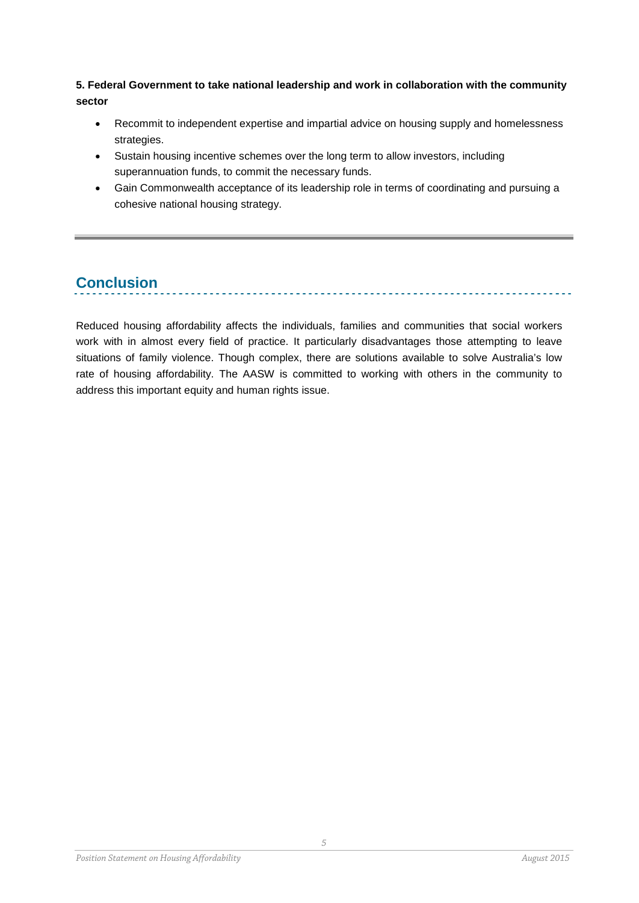**5. Federal Government to take national leadership and work in collaboration with the community sector**

- Recommit to independent expertise and impartial advice on housing supply and homelessness strategies.
- Sustain housing incentive schemes over the long term to allow investors, including superannuation funds, to commit the necessary funds.
- Gain Commonwealth acceptance of its leadership role in terms of coordinating and pursuing a cohesive national housing strategy.

---

## Conclusion

Reduced housing affordability affects the individuals, families and communities that social workers work with in almost every field of practice. It particularly disadvantages those attempting to leave situations of family violence. Though complex, there are solutions available to solve Australia's low rate of housing affordability. The AASW is committed to working with others in the community to address this important equity and human rights issue.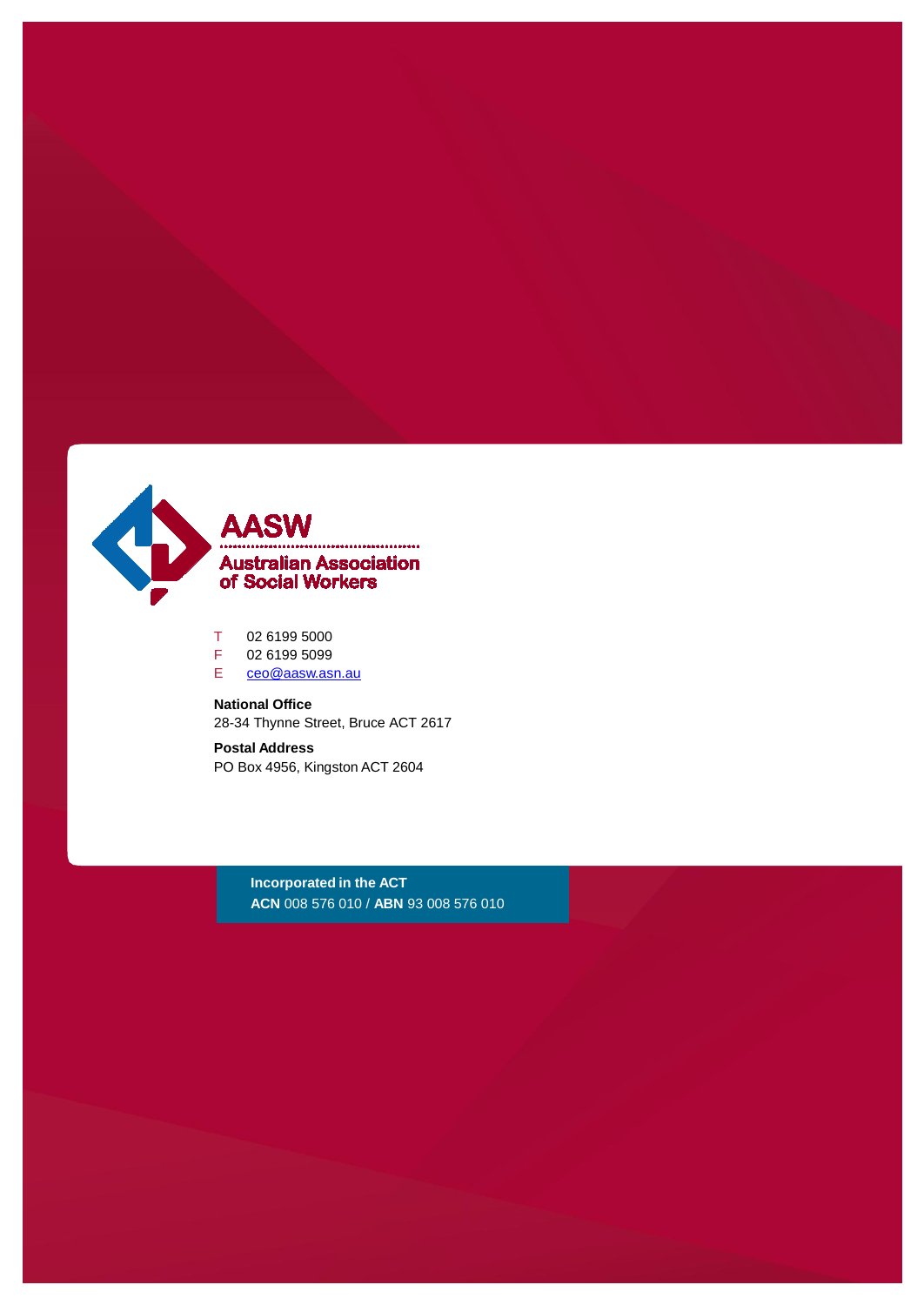**AASW**

**Australian Association of Social Workers**

T 02 6199 5000
F 02 6199 5099
E ceo@aasw.asn.au

**National Office**
28-34 Thynne Street, Bruce ACT 2617

**Postal Address**
PO Box 4956, Kingston ACT 2604

**Incorporated in the ACT**
**ACN** 008 576 010 / **ABN** 93 008 576 010